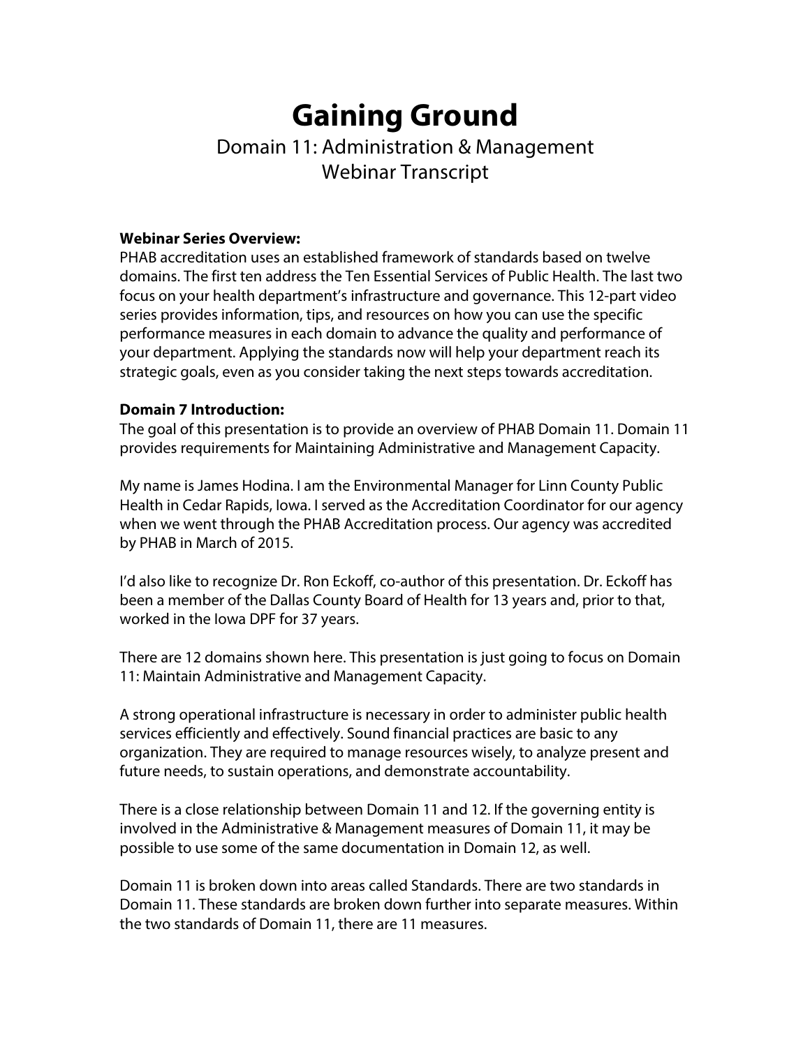# Gaining Ground

Domain 11: Administration & Management
Webinar Transcript

**Webinar Series Overview:**
PHAB accreditation uses an established framework of standards based on twelve domains. The first ten address the Ten Essential Services of Public Health. The last two focus on your health department's infrastructure and governance. This 12-part video series provides information, tips, and resources on how you can use the specific performance measures in each domain to advance the quality and performance of your department. Applying the standards now will help your department reach its strategic goals, even as you consider taking the next steps towards accreditation.

**Domain 7 Introduction:**
The goal of this presentation is to provide an overview of PHAB Domain 11. Domain 11 provides requirements for Maintaining Administrative and Management Capacity.

My name is James Hodina. I am the Environmental Manager for Linn County Public Health in Cedar Rapids, Iowa. I served as the Accreditation Coordinator for our agency when we went through the PHAB Accreditation process. Our agency was accredited by PHAB in March of 2015.

I'd also like to recognize Dr. Ron Eckoff, co-author of this presentation. Dr. Eckoff has been a member of the Dallas County Board of Health for 13 years and, prior to that, worked in the Iowa DPF for 37 years.

There are 12 domains shown here. This presentation is just going to focus on Domain 11: Maintain Administrative and Management Capacity.

A strong operational infrastructure is necessary in order to administer public health services efficiently and effectively. Sound financial practices are basic to any organization. They are required to manage resources wisely, to analyze present and future needs, to sustain operations, and demonstrate accountability.

There is a close relationship between Domain 11 and 12. If the governing entity is involved in the Administrative & Management measures of Domain 11, it may be possible to use some of the same documentation in Domain 12, as well.

Domain 11 is broken down into areas called Standards. There are two standards in Domain 11. These standards are broken down further into separate measures. Within the two standards of Domain 11, there are 11 measures.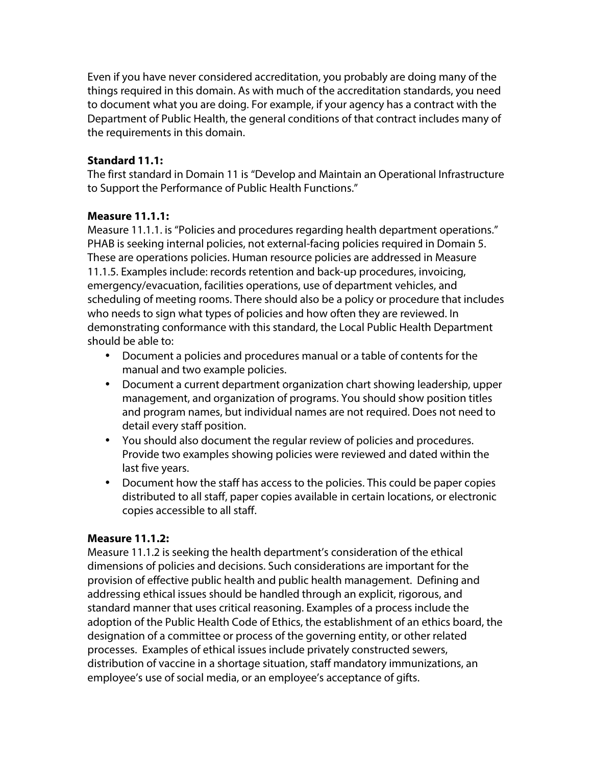Even if you have never considered accreditation, you probably are doing many of the things required in this domain. As with much of the accreditation standards, you need to document what you are doing. For example, if your agency has a contract with the Department of Public Health, the general conditions of that contract includes many of the requirements in this domain.

**Standard 11.1:**
The first standard in Domain 11 is "Develop and Maintain an Operational Infrastructure to Support the Performance of Public Health Functions."

**Measure 11.1.1:**
Measure 11.1.1. is "Policies and procedures regarding health department operations." PHAB is seeking internal policies, not external-facing policies required in Domain 5. These are operations policies. Human resource policies are addressed in Measure 11.1.5. Examples include: records retention and back-up procedures, invoicing, emergency/evacuation, facilities operations, use of department vehicles, and scheduling of meeting rooms. There should also be a policy or procedure that includes who needs to sign what types of policies and how often they are reviewed. In demonstrating conformance with this standard, the Local Public Health Department should be able to:

- Document a policies and procedures manual or a table of contents for the manual and two example policies.
- Document a current department organization chart showing leadership, upper management, and organization of programs. You should show position titles and program names, but individual names are not required. Does not need to detail every staff position.
- You should also document the regular review of policies and procedures. Provide two examples showing policies were reviewed and dated within the last five years.
- Document how the staff has access to the policies. This could be paper copies distributed to all staff, paper copies available in certain locations, or electronic copies accessible to all staff.

**Measure 11.1.2:**
Measure 11.1.2 is seeking the health department's consideration of the ethical dimensions of policies and decisions. Such considerations are important for the provision of effective public health and public health management. Defining and addressing ethical issues should be handled through an explicit, rigorous, and standard manner that uses critical reasoning. Examples of a process include the adoption of the Public Health Code of Ethics, the establishment of an ethics board, the designation of a committee or process of the governing entity, or other related processes. Examples of ethical issues include privately constructed sewers, distribution of vaccine in a shortage situation, staff mandatory immunizations, an employee's use of social media, or an employee's acceptance of gifts.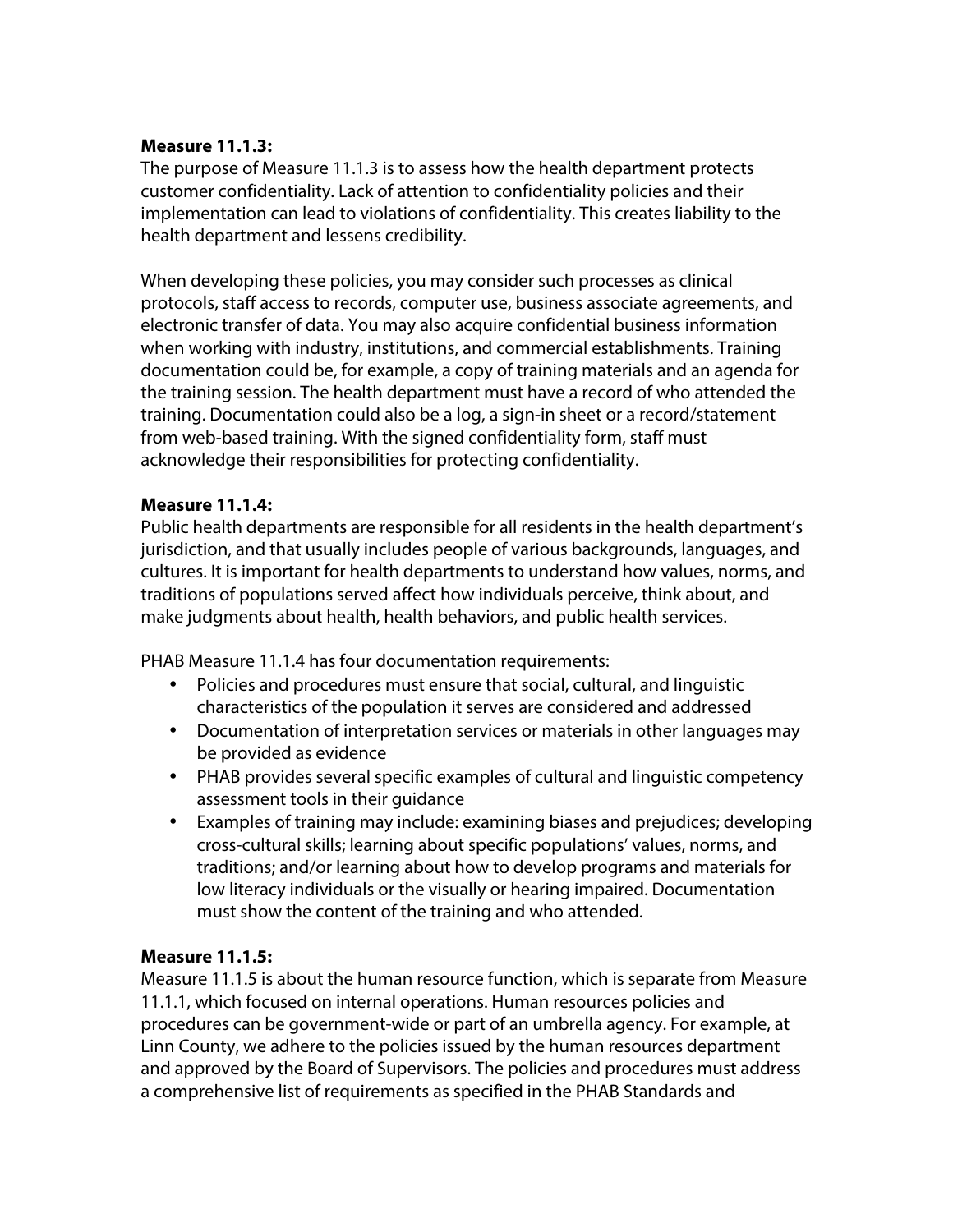**Measure 11.1.3:**
The purpose of Measure 11.1.3 is to assess how the health department protects customer confidentiality. Lack of attention to confidentiality policies and their implementation can lead to violations of confidentiality. This creates liability to the health department and lessens credibility.

When developing these policies, you may consider such processes as clinical protocols, staff access to records, computer use, business associate agreements, and electronic transfer of data. You may also acquire confidential business information when working with industry, institutions, and commercial establishments. Training documentation could be, for example, a copy of training materials and an agenda for the training session. The health department must have a record of who attended the training. Documentation could also be a log, a sign-in sheet or a record/statement from web-based training. With the signed confidentiality form, staff must acknowledge their responsibilities for protecting confidentiality.

**Measure 11.1.4:**
Public health departments are responsible for all residents in the health department's jurisdiction, and that usually includes people of various backgrounds, languages, and cultures. It is important for health departments to understand how values, norms, and traditions of populations served affect how individuals perceive, think about, and make judgments about health, health behaviors, and public health services.

PHAB Measure 11.1.4 has four documentation requirements:

- Policies and procedures must ensure that social, cultural, and linguistic characteristics of the population it serves are considered and addressed
- Documentation of interpretation services or materials in other languages may be provided as evidence
- PHAB provides several specific examples of cultural and linguistic competency assessment tools in their guidance
- Examples of training may include: examining biases and prejudices; developing cross-cultural skills; learning about specific populations' values, norms, and traditions; and/or learning about how to develop programs and materials for low literacy individuals or the visually or hearing impaired. Documentation must show the content of the training and who attended.

**Measure 11.1.5:**
Measure 11.1.5 is about the human resource function, which is separate from Measure 11.1.1, which focused on internal operations. Human resources policies and procedures can be government-wide or part of an umbrella agency. For example, at Linn County, we adhere to the policies issued by the human resources department and approved by the Board of Supervisors. The policies and procedures must address a comprehensive list of requirements as specified in the PHAB Standards and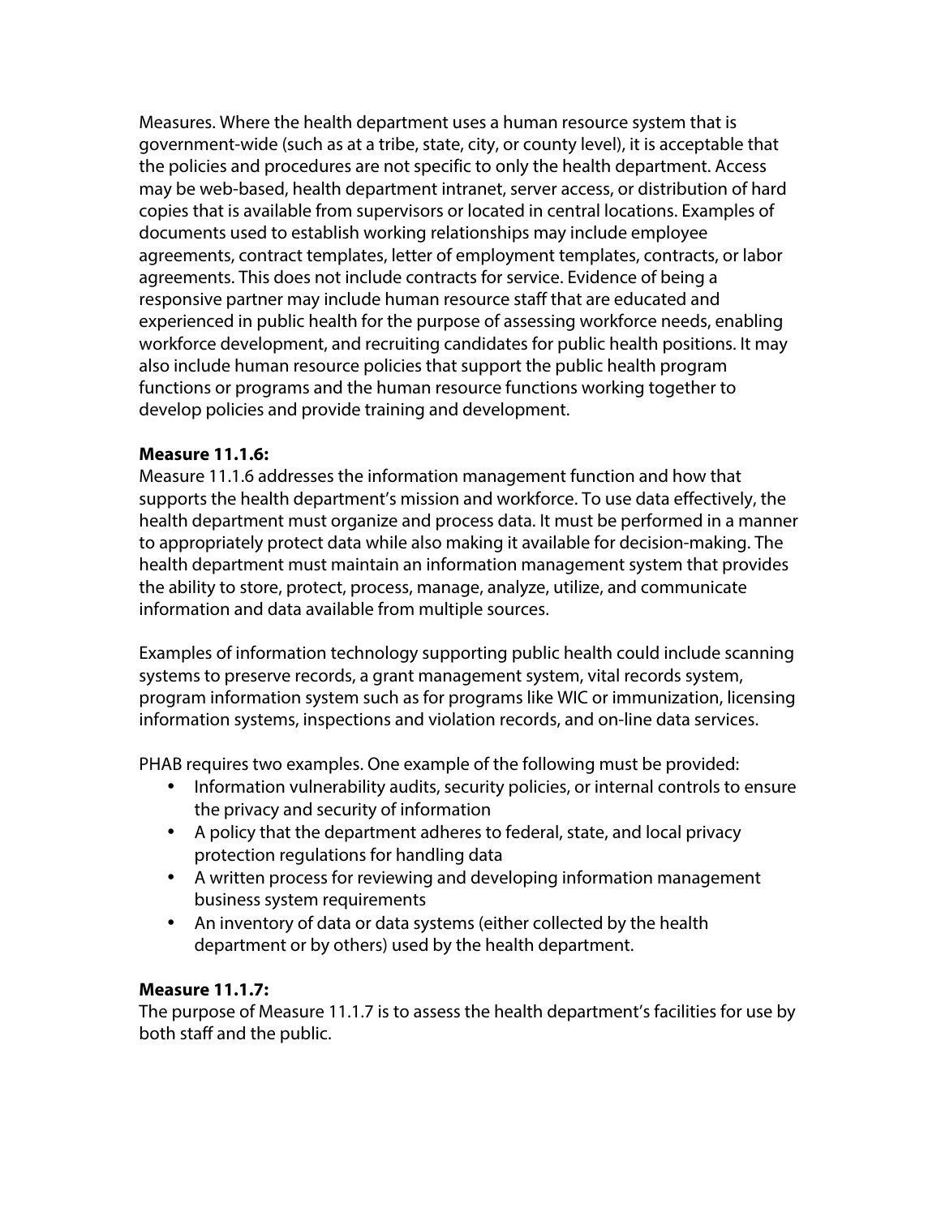Measures. Where the health department uses a human resource system that is government-wide (such as at a tribe, state, city, or county level), it is acceptable that the policies and procedures are not specific to only the health department. Access may be web-based, health department intranet, server access, or distribution of hard copies that is available from supervisors or located in central locations. Examples of documents used to establish working relationships may include employee agreements, contract templates, letter of employment templates, contracts, or labor agreements. This does not include contracts for service. Evidence of being a responsive partner may include human resource staff that are educated and experienced in public health for the purpose of assessing workforce needs, enabling workforce development, and recruiting candidates for public health positions. It may also include human resource policies that support the public health program functions or programs and the human resource functions working together to develop policies and provide training and development.

**Measure 11.1.6:**
Measure 11.1.6 addresses the information management function and how that supports the health department's mission and workforce. To use data effectively, the health department must organize and process data. It must be performed in a manner to appropriately protect data while also making it available for decision-making. The health department must maintain an information management system that provides the ability to store, protect, process, manage, analyze, utilize, and communicate information and data available from multiple sources.

Examples of information technology supporting public health could include scanning systems to preserve records, a grant management system, vital records system, program information system such as for programs like WIC or immunization, licensing information systems, inspections and violation records, and on-line data services.

PHAB requires two examples. One example of the following must be provided:

- Information vulnerability audits, security policies, or internal controls to ensure the privacy and security of information
- A policy that the department adheres to federal, state, and local privacy protection regulations for handling data
- A written process for reviewing and developing information management business system requirements
- An inventory of data or data systems (either collected by the health department or by others) used by the health department.

**Measure 11.1.7:**
The purpose of Measure 11.1.7 is to assess the health department's facilities for use by both staff and the public.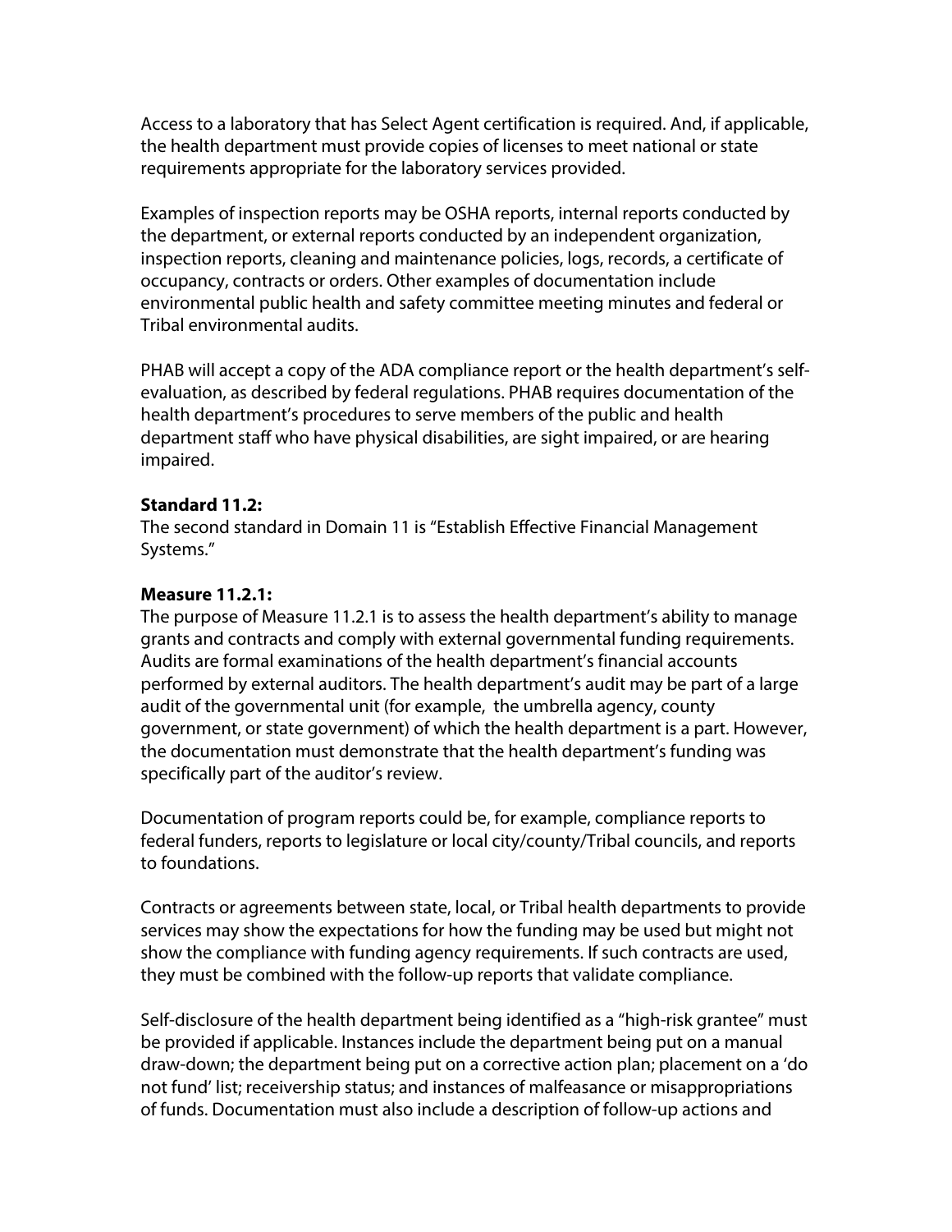Access to a laboratory that has Select Agent certification is required. And, if applicable, the health department must provide copies of licenses to meet national or state requirements appropriate for the laboratory services provided.

Examples of inspection reports may be OSHA reports, internal reports conducted by the department, or external reports conducted by an independent organization, inspection reports, cleaning and maintenance policies, logs, records, a certificate of occupancy, contracts or orders. Other examples of documentation include environmental public health and safety committee meeting minutes and federal or Tribal environmental audits.

PHAB will accept a copy of the ADA compliance report or the health department's self-evaluation, as described by federal regulations. PHAB requires documentation of the health department's procedures to serve members of the public and health department staff who have physical disabilities, are sight impaired, or are hearing impaired.

**Standard 11.2:**
The second standard in Domain 11 is "Establish Effective Financial Management Systems."

**Measure 11.2.1:**
The purpose of Measure 11.2.1 is to assess the health department's ability to manage grants and contracts and comply with external governmental funding requirements. Audits are formal examinations of the health department's financial accounts performed by external auditors. The health department's audit may be part of a large audit of the governmental unit (for example, the umbrella agency, county government, or state government) of which the health department is a part. However, the documentation must demonstrate that the health department's funding was specifically part of the auditor's review.

Documentation of program reports could be, for example, compliance reports to federal funders, reports to legislature or local city/county/Tribal councils, and reports to foundations.

Contracts or agreements between state, local, or Tribal health departments to provide services may show the expectations for how the funding may be used but might not show the compliance with funding agency requirements. If such contracts are used, they must be combined with the follow-up reports that validate compliance.

Self-disclosure of the health department being identified as a "high-risk grantee" must be provided if applicable. Instances include the department being put on a manual draw-down; the department being put on a corrective action plan; placement on a 'do not fund' list; receivership status; and instances of malfeasance or misappropriations of funds. Documentation must also include a description of follow-up actions and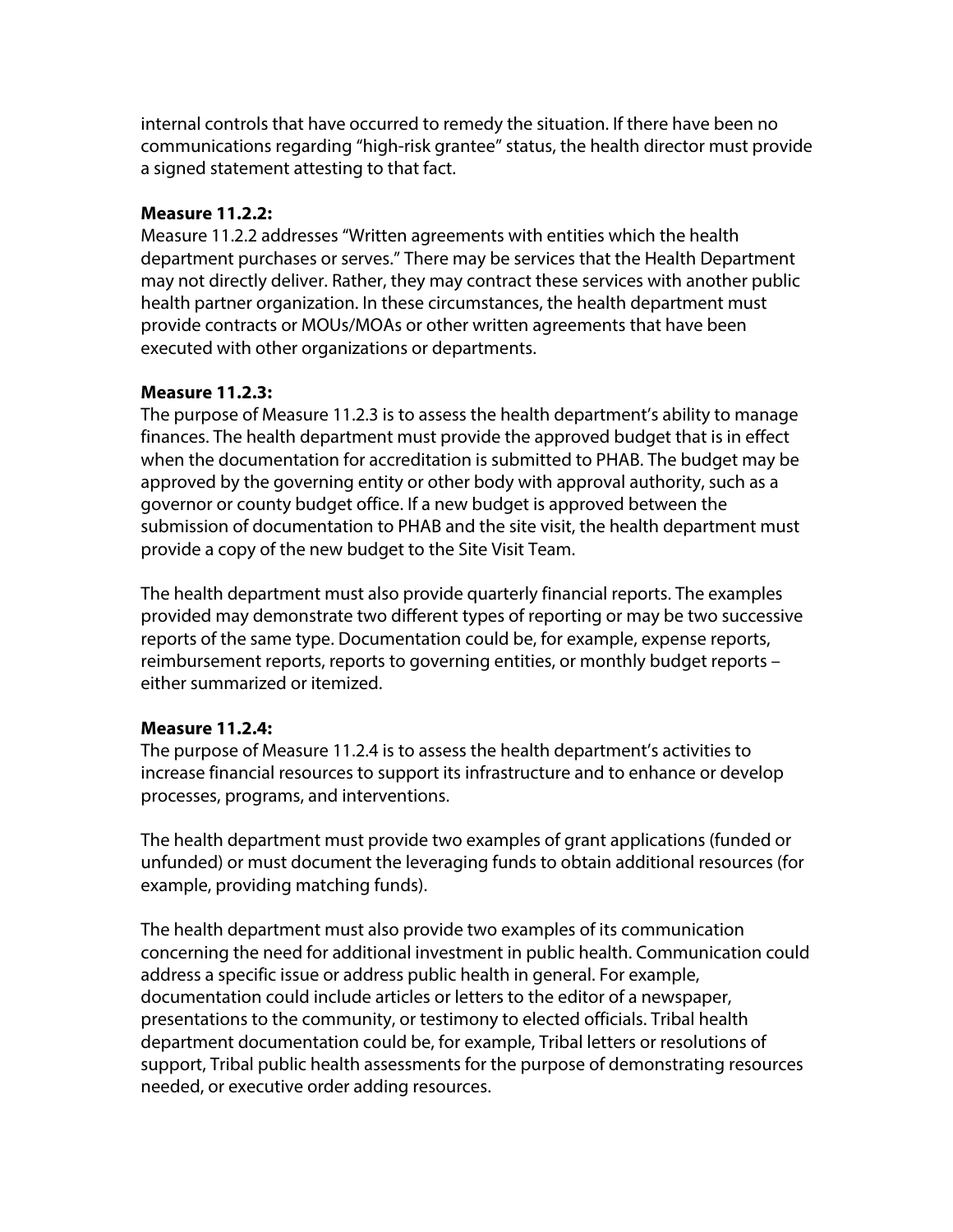internal controls that have occurred to remedy the situation. If there have been no communications regarding "high-risk grantee" status, the health director must provide a signed statement attesting to that fact.

**Measure 11.2.2:**

Measure 11.2.2 addresses "Written agreements with entities which the health department purchases or serves." There may be services that the Health Department may not directly deliver. Rather, they may contract these services with another public health partner organization. In these circumstances, the health department must provide contracts or MOUs/MOAs or other written agreements that have been executed with other organizations or departments.

**Measure 11.2.3:**

The purpose of Measure 11.2.3 is to assess the health department's ability to manage finances. The health department must provide the approved budget that is in effect when the documentation for accreditation is submitted to PHAB. The budget may be approved by the governing entity or other body with approval authority, such as a governor or county budget office. If a new budget is approved between the submission of documentation to PHAB and the site visit, the health department must provide a copy of the new budget to the Site Visit Team.

The health department must also provide quarterly financial reports. The examples provided may demonstrate two different types of reporting or may be two successive reports of the same type. Documentation could be, for example, expense reports, reimbursement reports, reports to governing entities, or monthly budget reports – either summarized or itemized.

**Measure 11.2.4:**

The purpose of Measure 11.2.4 is to assess the health department's activities to increase financial resources to support its infrastructure and to enhance or develop processes, programs, and interventions.

The health department must provide two examples of grant applications (funded or unfunded) or must document the leveraging funds to obtain additional resources (for example, providing matching funds).

The health department must also provide two examples of its communication concerning the need for additional investment in public health. Communication could address a specific issue or address public health in general. For example, documentation could include articles or letters to the editor of a newspaper, presentations to the community, or testimony to elected officials. Tribal health department documentation could be, for example, Tribal letters or resolutions of support, Tribal public health assessments for the purpose of demonstrating resources needed, or executive order adding resources.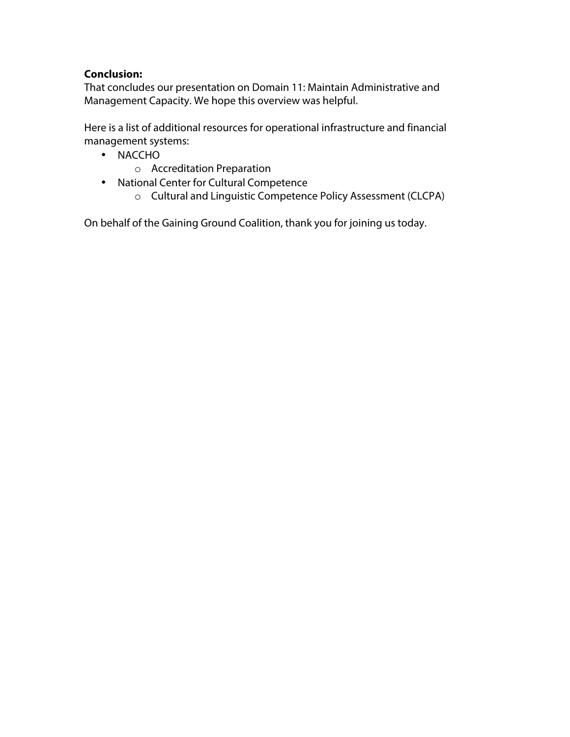**Conclusion:**
That concludes our presentation on Domain 11: Maintain Administrative and Management Capacity. We hope this overview was helpful.

Here is a list of additional resources for operational infrastructure and financial management systems:

- NACCHO
  - Accreditation Preparation
- National Center for Cultural Competence
  - Cultural and Linguistic Competence Policy Assessment (CLCPA)

On behalf of the Gaining Ground Coalition, thank you for joining us today.